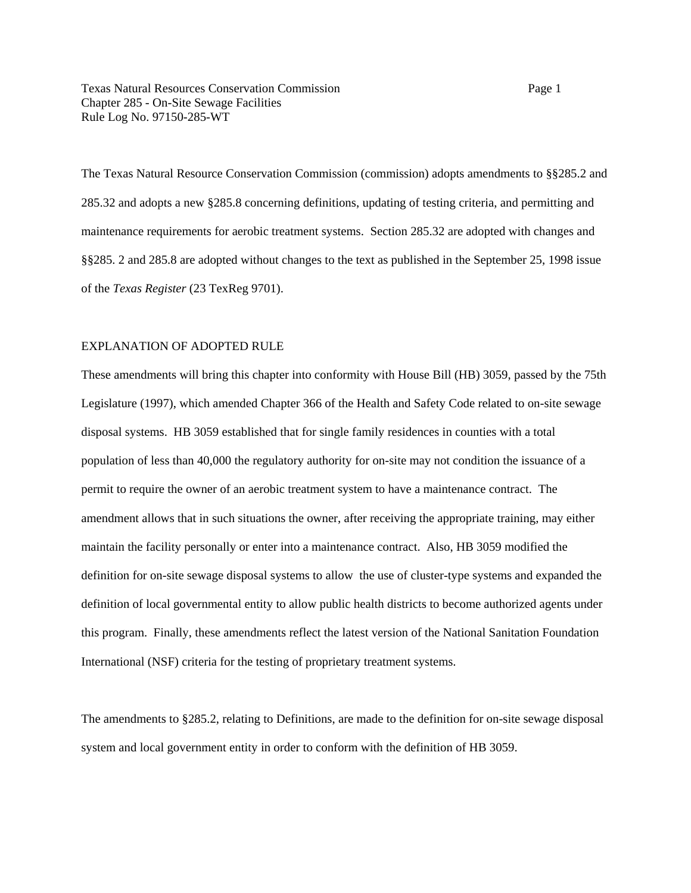The Texas Natural Resource Conservation Commission (commission) adopts amendments to §§285.2 and 285.32 and adopts a new §285.8 concerning definitions, updating of testing criteria, and permitting and maintenance requirements for aerobic treatment systems. Section 285.32 are adopted with changes and §§285. 2 and 285.8 are adopted without changes to the text as published in the September 25, 1998 issue of the *Texas Register* (23 TexReg 9701).

## EXPLANATION OF ADOPTED RULE

These amendments will bring this chapter into conformity with House Bill (HB) 3059, passed by the 75th Legislature (1997), which amended Chapter 366 of the Health and Safety Code related to on-site sewage disposal systems. HB 3059 established that for single family residences in counties with a total population of less than 40,000 the regulatory authority for on-site may not condition the issuance of a permit to require the owner of an aerobic treatment system to have a maintenance contract. The amendment allows that in such situations the owner, after receiving the appropriate training, may either maintain the facility personally or enter into a maintenance contract. Also, HB 3059 modified the definition for on-site sewage disposal systems to allow the use of cluster-type systems and expanded the definition of local governmental entity to allow public health districts to become authorized agents under this program. Finally, these amendments reflect the latest version of the National Sanitation Foundation International (NSF) criteria for the testing of proprietary treatment systems.

The amendments to §285.2, relating to Definitions, are made to the definition for on-site sewage disposal system and local government entity in order to conform with the definition of HB 3059.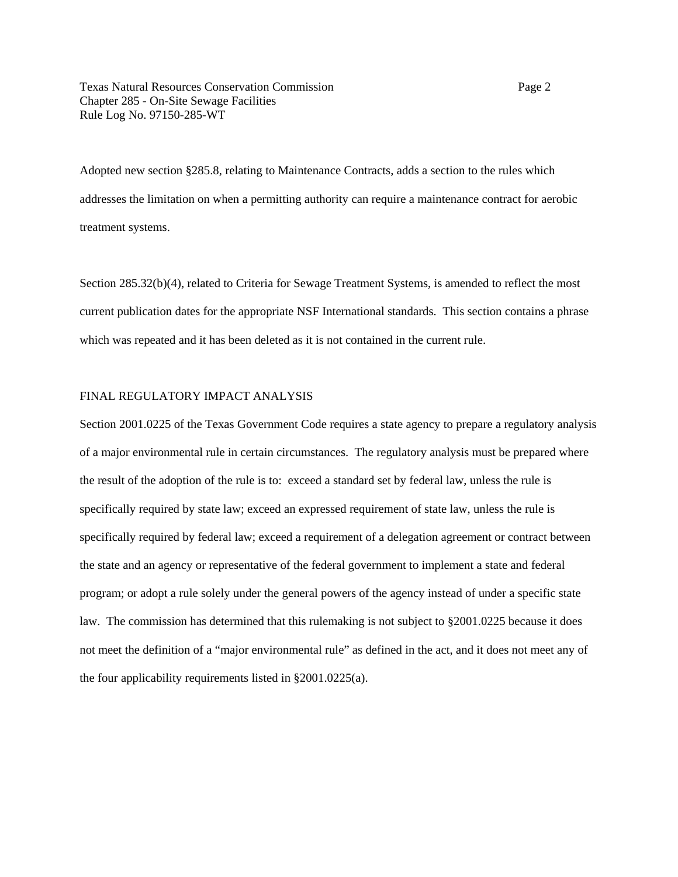Adopted new section §285.8, relating to Maintenance Contracts, adds a section to the rules which addresses the limitation on when a permitting authority can require a maintenance contract for aerobic treatment systems.

Section 285.32(b)(4), related to Criteria for Sewage Treatment Systems, is amended to reflect the most current publication dates for the appropriate NSF International standards. This section contains a phrase which was repeated and it has been deleted as it is not contained in the current rule.

## FINAL REGULATORY IMPACT ANALYSIS

Section 2001.0225 of the Texas Government Code requires a state agency to prepare a regulatory analysis of a major environmental rule in certain circumstances. The regulatory analysis must be prepared where the result of the adoption of the rule is to: exceed a standard set by federal law, unless the rule is specifically required by state law; exceed an expressed requirement of state law, unless the rule is specifically required by federal law; exceed a requirement of a delegation agreement or contract between the state and an agency or representative of the federal government to implement a state and federal program; or adopt a rule solely under the general powers of the agency instead of under a specific state law. The commission has determined that this rulemaking is not subject to §2001.0225 because it does not meet the definition of a "major environmental rule" as defined in the act, and it does not meet any of the four applicability requirements listed in §2001.0225(a).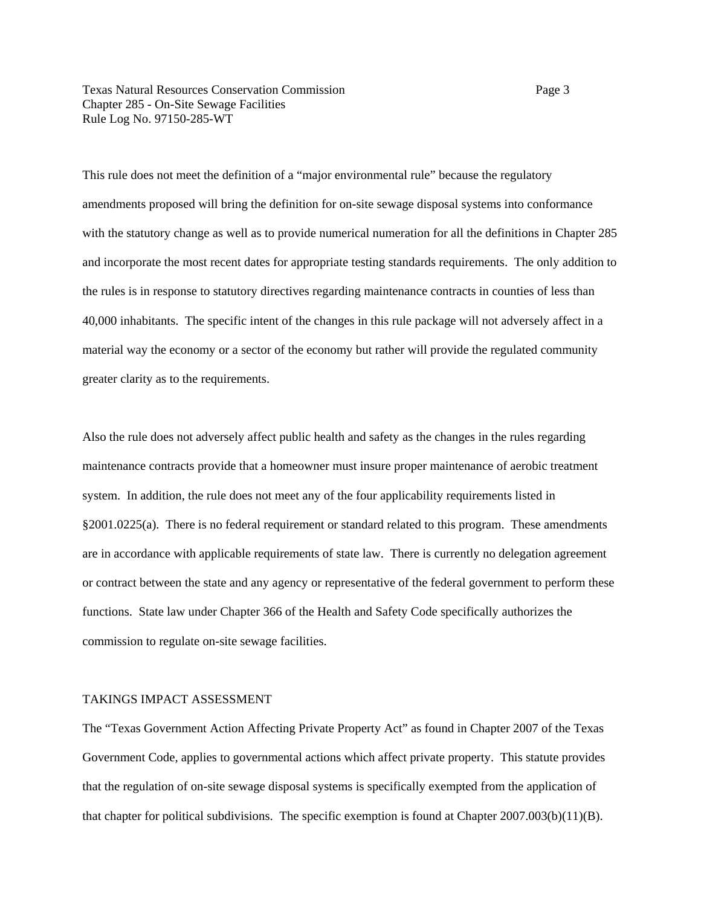This rule does not meet the definition of a "major environmental rule" because the regulatory amendments proposed will bring the definition for on-site sewage disposal systems into conformance with the statutory change as well as to provide numerical numeration for all the definitions in Chapter 285 and incorporate the most recent dates for appropriate testing standards requirements. The only addition to the rules is in response to statutory directives regarding maintenance contracts in counties of less than 40,000 inhabitants. The specific intent of the changes in this rule package will not adversely affect in a material way the economy or a sector of the economy but rather will provide the regulated community greater clarity as to the requirements.

Also the rule does not adversely affect public health and safety as the changes in the rules regarding maintenance contracts provide that a homeowner must insure proper maintenance of aerobic treatment system. In addition, the rule does not meet any of the four applicability requirements listed in §2001.0225(a). There is no federal requirement or standard related to this program. These amendments are in accordance with applicable requirements of state law. There is currently no delegation agreement or contract between the state and any agency or representative of the federal government to perform these functions. State law under Chapter 366 of the Health and Safety Code specifically authorizes the commission to regulate on-site sewage facilities.

TAKINGS IMPACT ASSESSMENT

The "Texas Government Action Affecting Private Property Act" as found in Chapter 2007 of the Texas Government Code, applies to governmental actions which affect private property. This statute provides that the regulation of on-site sewage disposal systems is specifically exempted from the application of that chapter for political subdivisions. The specific exemption is found at Chapter 2007.003(b)(11)(B).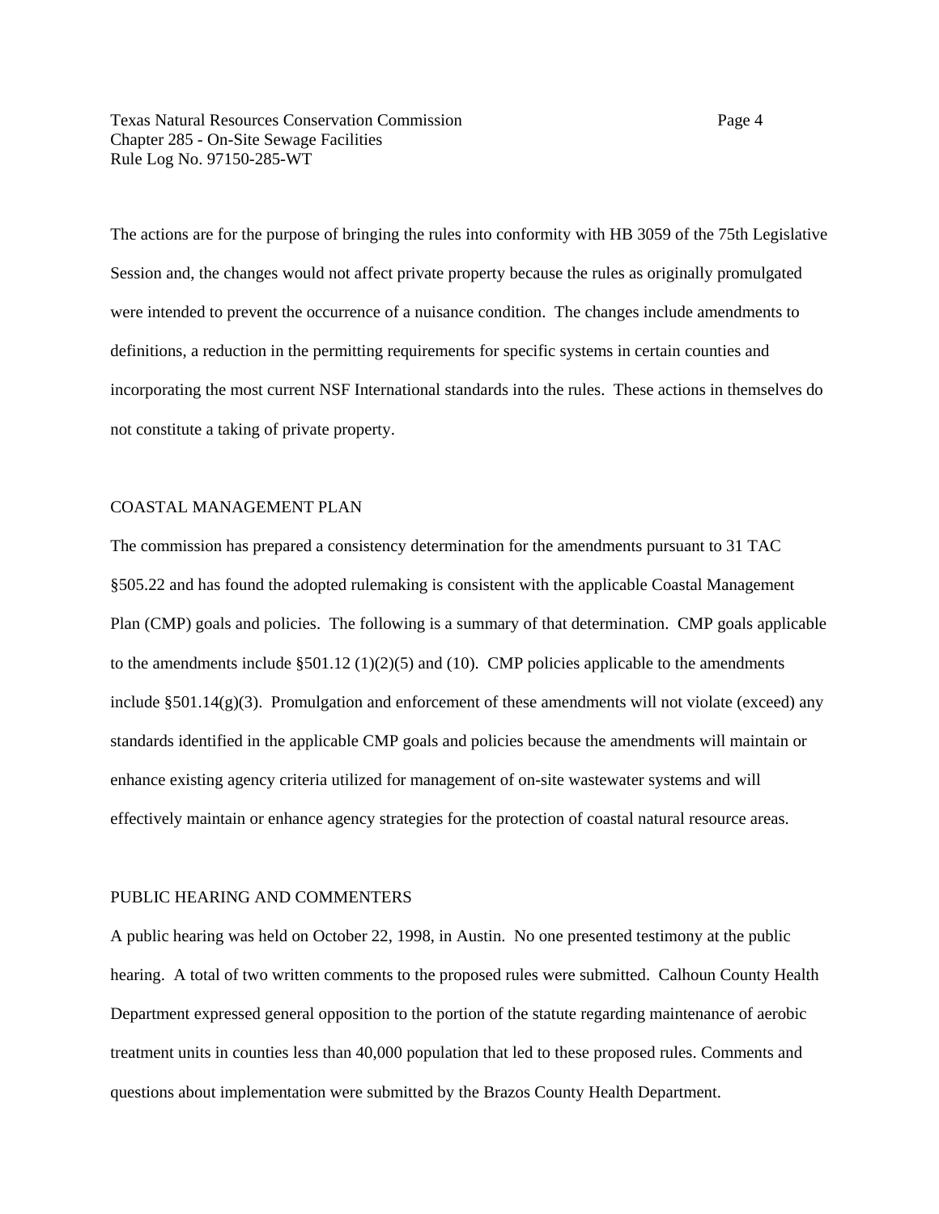The actions are for the purpose of bringing the rules into conformity with HB 3059 of the 75th Legislative Session and, the changes would not affect private property because the rules as originally promulgated were intended to prevent the occurrence of a nuisance condition. The changes include amendments to definitions, a reduction in the permitting requirements for specific systems in certain counties and incorporating the most current NSF International standards into the rules. These actions in themselves do not constitute a taking of private property.

## COASTAL MANAGEMENT PLAN

The commission has prepared a consistency determination for the amendments pursuant to 31 TAC §505.22 and has found the adopted rulemaking is consistent with the applicable Coastal Management Plan (CMP) goals and policies. The following is a summary of that determination. CMP goals applicable to the amendments include §501.12 (1)(2)(5) and (10). CMP policies applicable to the amendments include §501.14(g)(3). Promulgation and enforcement of these amendments will not violate (exceed) any standards identified in the applicable CMP goals and policies because the amendments will maintain or enhance existing agency criteria utilized for management of on-site wastewater systems and will effectively maintain or enhance agency strategies for the protection of coastal natural resource areas.

## PUBLIC HEARING AND COMMENTERS

A public hearing was held on October 22, 1998, in Austin. No one presented testimony at the public hearing. A total of two written comments to the proposed rules were submitted. Calhoun County Health Department expressed general opposition to the portion of the statute regarding maintenance of aerobic treatment units in counties less than 40,000 population that led to these proposed rules. Comments and questions about implementation were submitted by the Brazos County Health Department.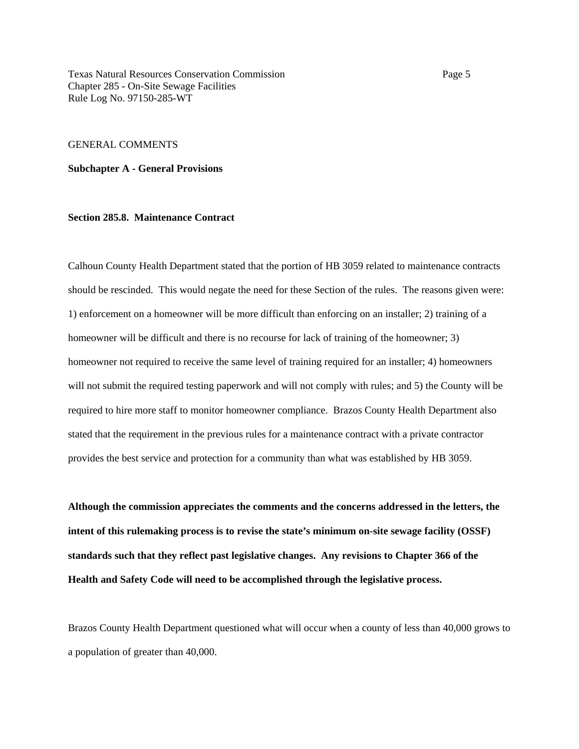GENERAL COMMENTS

**Subchapter A - General Provisions**

**Section 285.8. Maintenance Contract**

Calhoun County Health Department stated that the portion of HB 3059 related to maintenance contracts should be rescinded. This would negate the need for these Section of the rules. The reasons given were: 1) enforcement on a homeowner will be more difficult than enforcing on an installer; 2) training of a homeowner will be difficult and there is no recourse for lack of training of the homeowner; 3) homeowner not required to receive the same level of training required for an installer; 4) homeowners will not submit the required testing paperwork and will not comply with rules; and 5) the County will be required to hire more staff to monitor homeowner compliance. Brazos County Health Department also stated that the requirement in the previous rules for a maintenance contract with a private contractor provides the best service and protection for a community than what was established by HB 3059.

**Although the commission appreciates the comments and the concerns addressed in the letters, the intent of this rulemaking process is to revise the state's minimum on-site sewage facility (OSSF) standards such that they reflect past legislative changes. Any revisions to Chapter 366 of the Health and Safety Code will need to be accomplished through the legislative process.**

Brazos County Health Department questioned what will occur when a county of less than 40,000 grows to a population of greater than 40,000.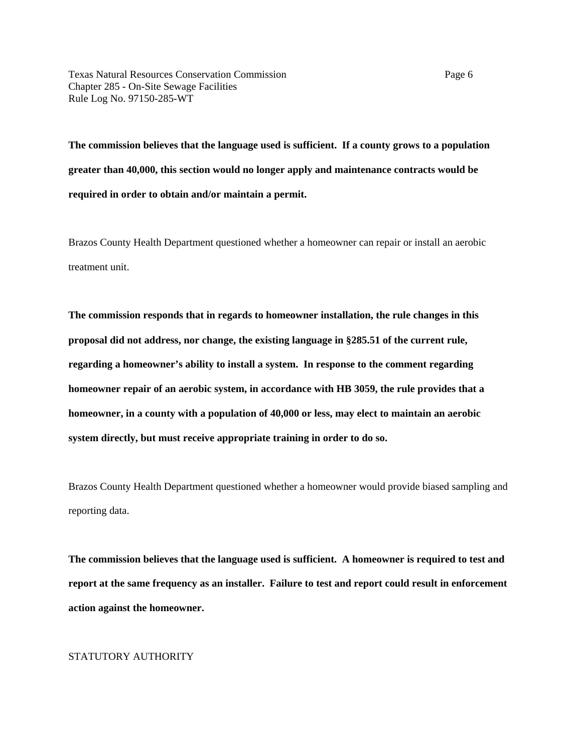**The commission believes that the language used is sufficient. If a county grows to a population greater than 40,000, this section would no longer apply and maintenance contracts would be required in order to obtain and/or maintain a permit.**

Brazos County Health Department questioned whether a homeowner can repair or install an aerobic treatment unit.

**The commission responds that in regards to homeowner installation, the rule changes in this proposal did not address, nor change, the existing language in §285.51 of the current rule, regarding a homeowner's ability to install a system. In response to the comment regarding homeowner repair of an aerobic system, in accordance with HB 3059, the rule provides that a homeowner, in a county with a population of 40,000 or less, may elect to maintain an aerobic system directly, but must receive appropriate training in order to do so.**

Brazos County Health Department questioned whether a homeowner would provide biased sampling and reporting data.

**The commission believes that the language used is sufficient. A homeowner is required to test and report at the same frequency as an installer. Failure to test and report could result in enforcement action against the homeowner.**

STATUTORY AUTHORITY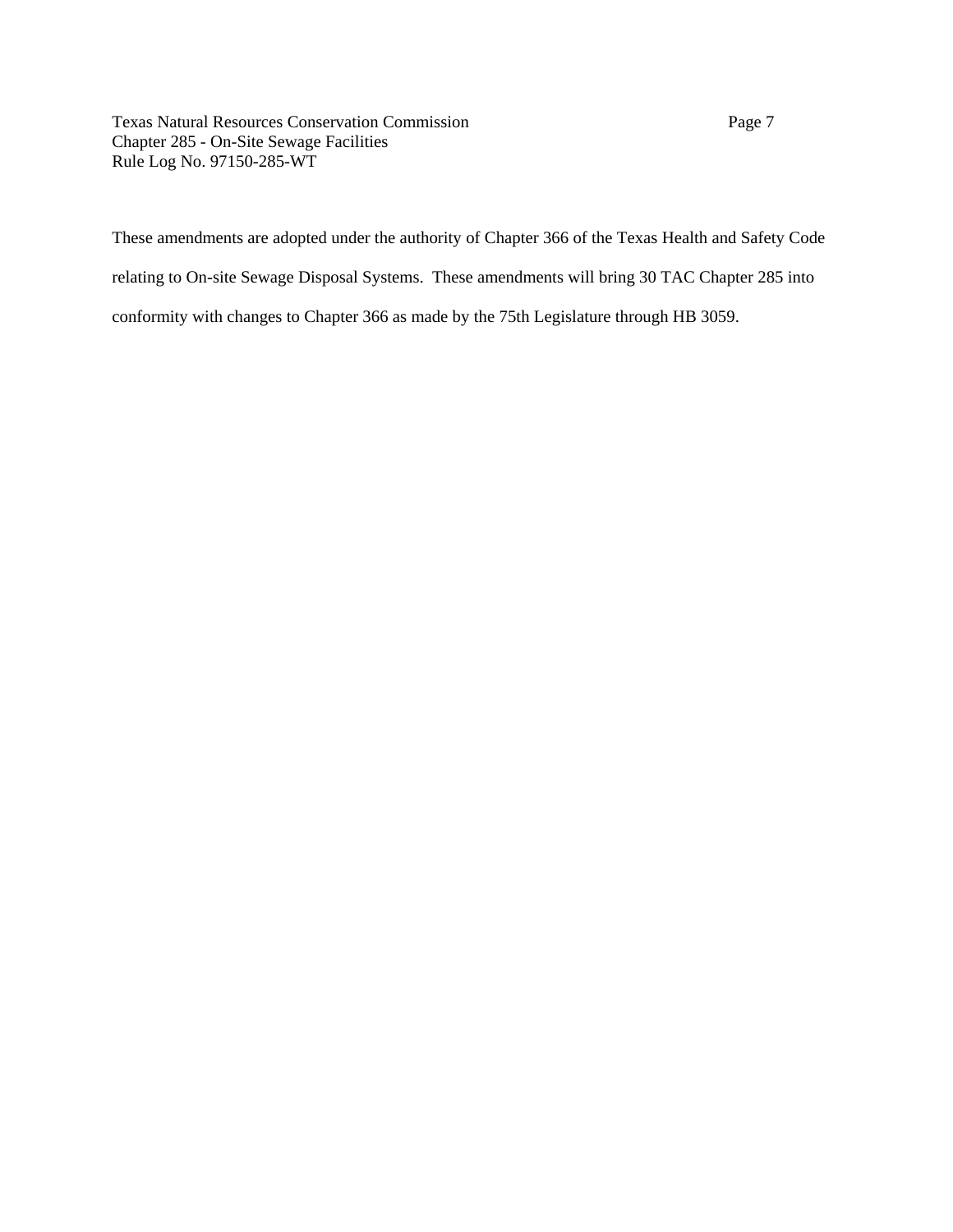These amendments are adopted under the authority of Chapter 366 of the Texas Health and Safety Code relating to On-site Sewage Disposal Systems. These amendments will bring 30 TAC Chapter 285 into conformity with changes to Chapter 366 as made by the 75th Legislature through HB 3059.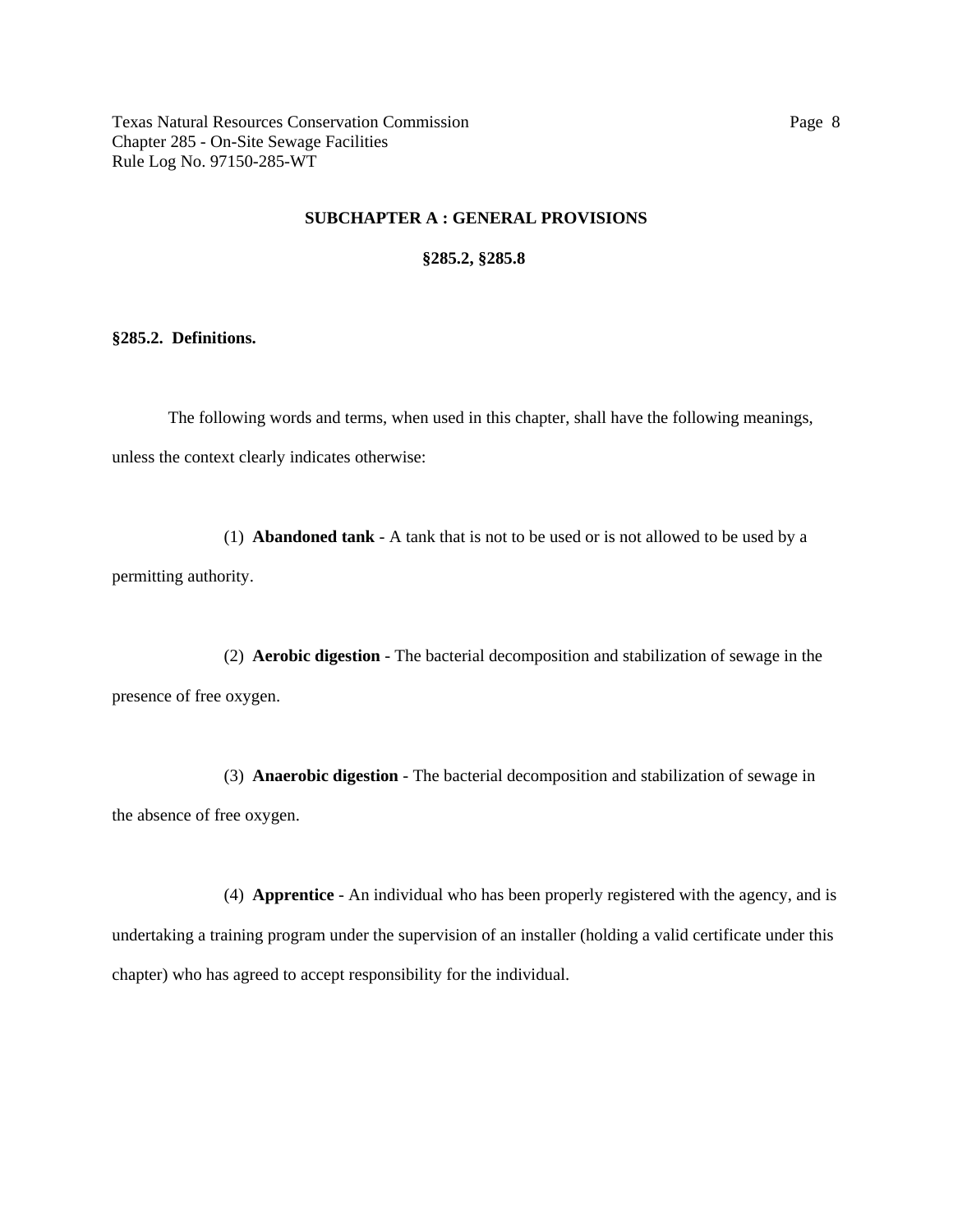## SUBCHAPTER A : GENERAL PROVISIONS

### §285.2, §285.8

### §285.2. Definitions.

The following words and terms, when used in this chapter, shall have the following meanings, unless the context clearly indicates otherwise:

(1) **Abandoned tank** - A tank that is not to be used or is not allowed to be used by a permitting authority.

(2) **Aerobic digestion** - The bacterial decomposition and stabilization of sewage in the presence of free oxygen.

(3) **Anaerobic digestion** - The bacterial decomposition and stabilization of sewage in the absence of free oxygen.

(4) **Apprentice** - An individual who has been properly registered with the agency, and is undertaking a training program under the supervision of an installer (holding a valid certificate under this chapter) who has agreed to accept responsibility for the individual.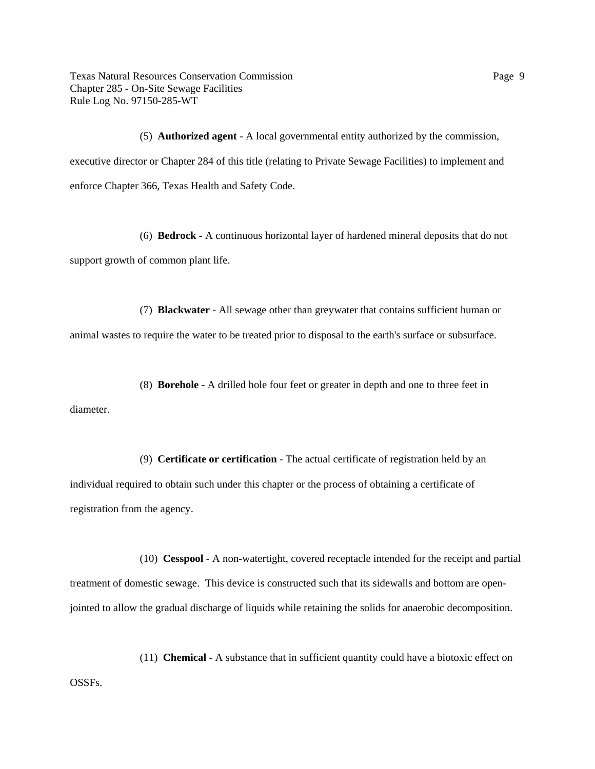(5) **Authorized agent** - A local governmental entity authorized by the commission, executive director or Chapter 284 of this title (relating to Private Sewage Facilities) to implement and enforce Chapter 366, Texas Health and Safety Code.

(6) **Bedrock** - A continuous horizontal layer of hardened mineral deposits that do not support growth of common plant life.

(7) **Blackwater** - All sewage other than greywater that contains sufficient human or animal wastes to require the water to be treated prior to disposal to the earth's surface or subsurface.

(8) **Borehole** - A drilled hole four feet or greater in depth and one to three feet in diameter.

(9) **Certificate or certification** - The actual certificate of registration held by an individual required to obtain such under this chapter or the process of obtaining a certificate of registration from the agency.

(10) **Cesspool** - A non-watertight, covered receptacle intended for the receipt and partial treatment of domestic sewage. This device is constructed such that its sidewalls and bottom are open-jointed to allow the gradual discharge of liquids while retaining the solids for anaerobic decomposition.

(11) **Chemical** - A substance that in sufficient quantity could have a biotoxic effect on OSSFs.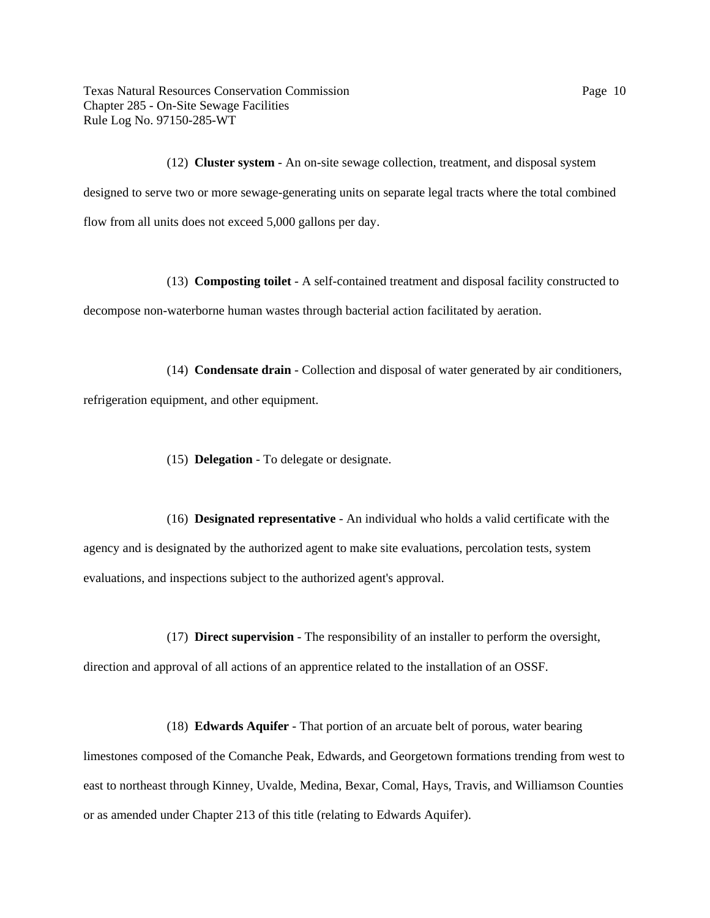(12) **Cluster system** - An on-site sewage collection, treatment, and disposal system designed to serve two or more sewage-generating units on separate legal tracts where the total combined flow from all units does not exceed 5,000 gallons per day.

(13) **Composting toilet** - A self-contained treatment and disposal facility constructed to decompose non-waterborne human wastes through bacterial action facilitated by aeration.

(14) **Condensate drain** - Collection and disposal of water generated by air conditioners, refrigeration equipment, and other equipment.

(15) **Delegation** - To delegate or designate.

(16) **Designated representative** - An individual who holds a valid certificate with the agency and is designated by the authorized agent to make site evaluations, percolation tests, system evaluations, and inspections subject to the authorized agent's approval.

(17) **Direct supervision** - The responsibility of an installer to perform the oversight, direction and approval of all actions of an apprentice related to the installation of an OSSF.

(18) **Edwards Aquifer** - That portion of an arcuate belt of porous, water bearing limestones composed of the Comanche Peak, Edwards, and Georgetown formations trending from west to east to northeast through Kinney, Uvalde, Medina, Bexar, Comal, Hays, Travis, and Williamson Counties or as amended under Chapter 213 of this title (relating to Edwards Aquifer).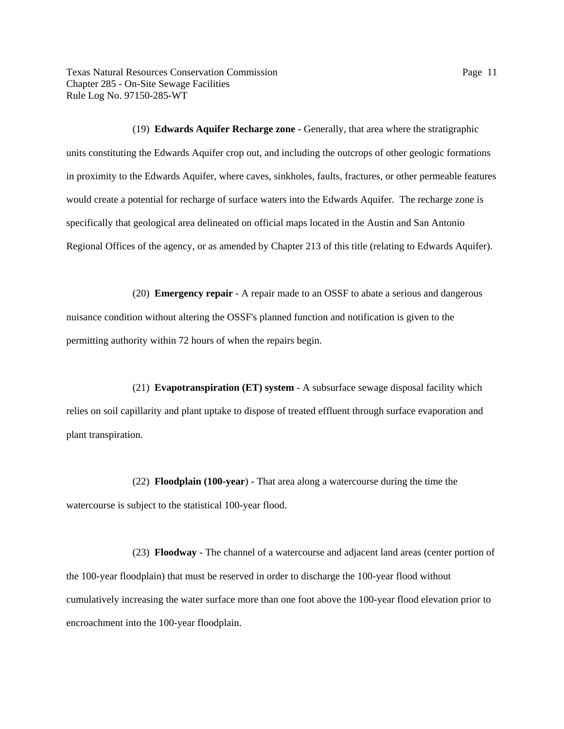(19) **Edwards Aquifer Recharge zone** - Generally, that area where the stratigraphic units constituting the Edwards Aquifer crop out, and including the outcrops of other geologic formations in proximity to the Edwards Aquifer, where caves, sinkholes, faults, fractures, or other permeable features would create a potential for recharge of surface waters into the Edwards Aquifer. The recharge zone is specifically that geological area delineated on official maps located in the Austin and San Antonio Regional Offices of the agency, or as amended by Chapter 213 of this title (relating to Edwards Aquifer).

(20) **Emergency repair** - A repair made to an OSSF to abate a serious and dangerous nuisance condition without altering the OSSF's planned function and notification is given to the permitting authority within 72 hours of when the repairs begin.

(21) **Evapotranspiration (ET) system** - A subsurface sewage disposal facility which relies on soil capillarity and plant uptake to dispose of treated effluent through surface evaporation and plant transpiration.

(22) **Floodplain (100-year**) - That area along a watercourse during the time the watercourse is subject to the statistical 100-year flood.

(23) **Floodway** - The channel of a watercourse and adjacent land areas (center portion of the 100-year floodplain) that must be reserved in order to discharge the 100-year flood without cumulatively increasing the water surface more than one foot above the 100-year flood elevation prior to encroachment into the 100-year floodplain.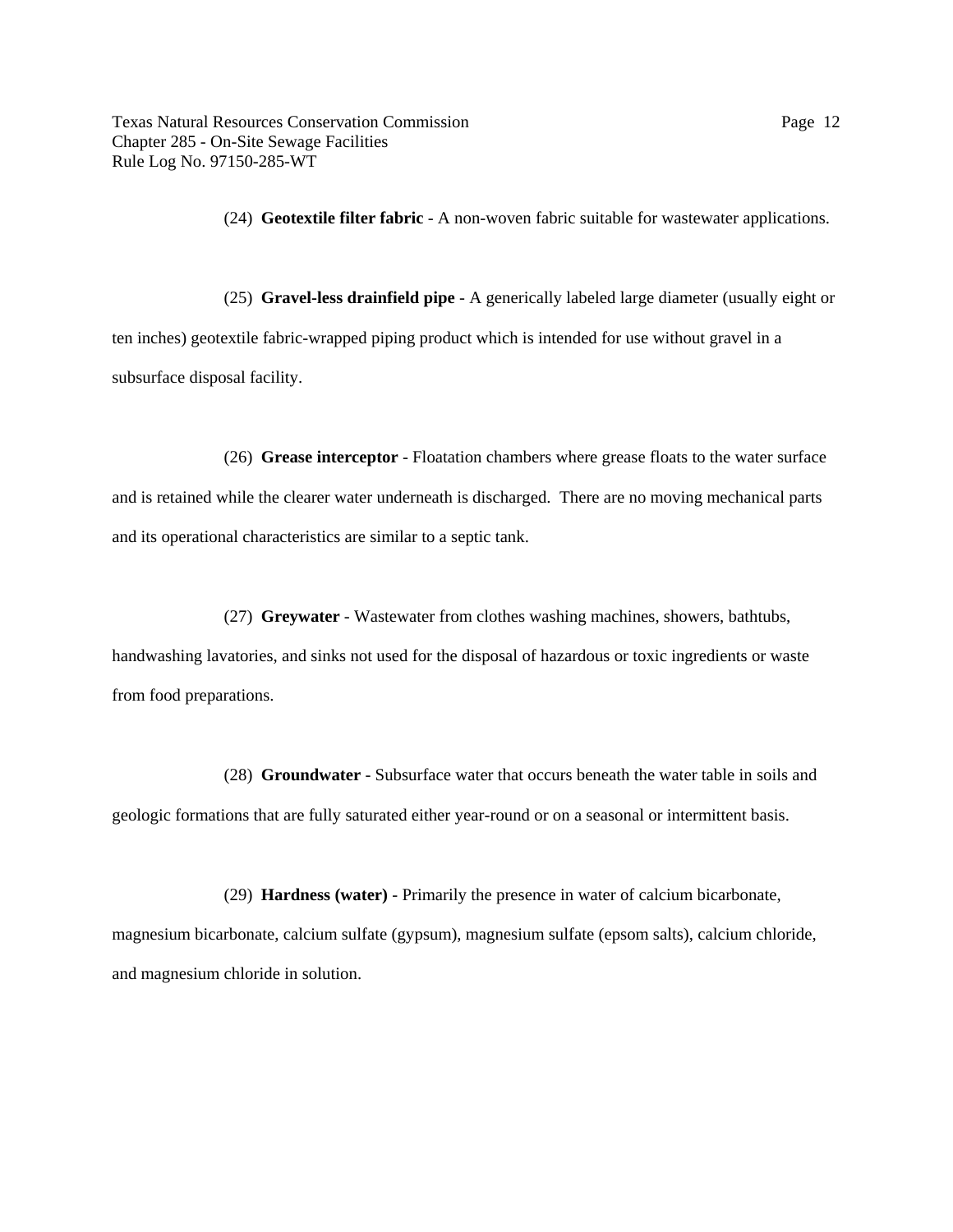(24) **Geotextile filter fabric** - A non-woven fabric suitable for wastewater applications.

(25) **Gravel-less drainfield pipe** - A generically labeled large diameter (usually eight or ten inches) geotextile fabric-wrapped piping product which is intended for use without gravel in a subsurface disposal facility.

(26) **Grease interceptor** - Floatation chambers where grease floats to the water surface and is retained while the clearer water underneath is discharged. There are no moving mechanical parts and its operational characteristics are similar to a septic tank.

(27) **Greywater** - Wastewater from clothes washing machines, showers, bathtubs, handwashing lavatories, and sinks not used for the disposal of hazardous or toxic ingredients or waste from food preparations.

(28) **Groundwater** - Subsurface water that occurs beneath the water table in soils and geologic formations that are fully saturated either year-round or on a seasonal or intermittent basis.

(29) **Hardness (water)** - Primarily the presence in water of calcium bicarbonate, magnesium bicarbonate, calcium sulfate (gypsum), magnesium sulfate (epsom salts), calcium chloride, and magnesium chloride in solution.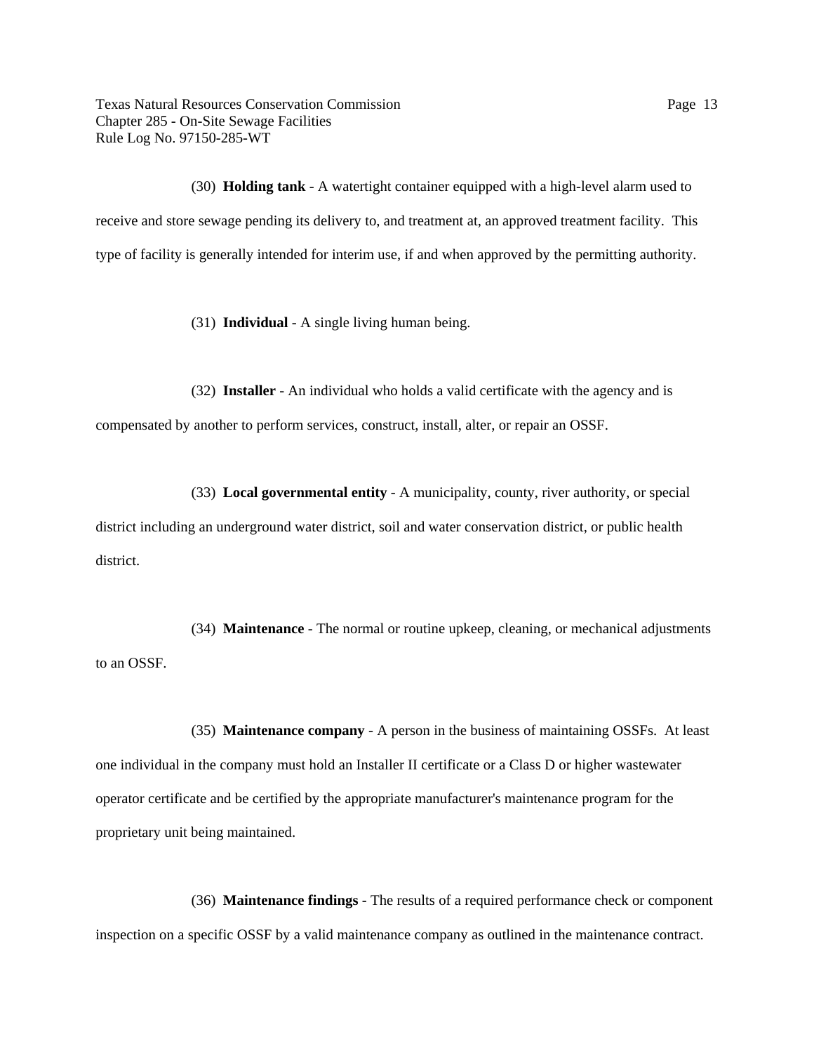(30) **Holding tank** - A watertight container equipped with a high-level alarm used to receive and store sewage pending its delivery to, and treatment at, an approved treatment facility. This type of facility is generally intended for interim use, if and when approved by the permitting authority.

(31) **Individual** - A single living human being.

(32) **Installer** - An individual who holds a valid certificate with the agency and is compensated by another to perform services, construct, install, alter, or repair an OSSF.

(33) **Local governmental entity** - A municipality, county, river authority, or special district including an underground water district, soil and water conservation district, or public health district.

(34) **Maintenance** - The normal or routine upkeep, cleaning, or mechanical adjustments to an OSSF.

(35) **Maintenance company** - A person in the business of maintaining OSSFs. At least one individual in the company must hold an Installer II certificate or a Class D or higher wastewater operator certificate and be certified by the appropriate manufacturer's maintenance program for the proprietary unit being maintained.

(36) **Maintenance findings** - The results of a required performance check or component inspection on a specific OSSF by a valid maintenance company as outlined in the maintenance contract.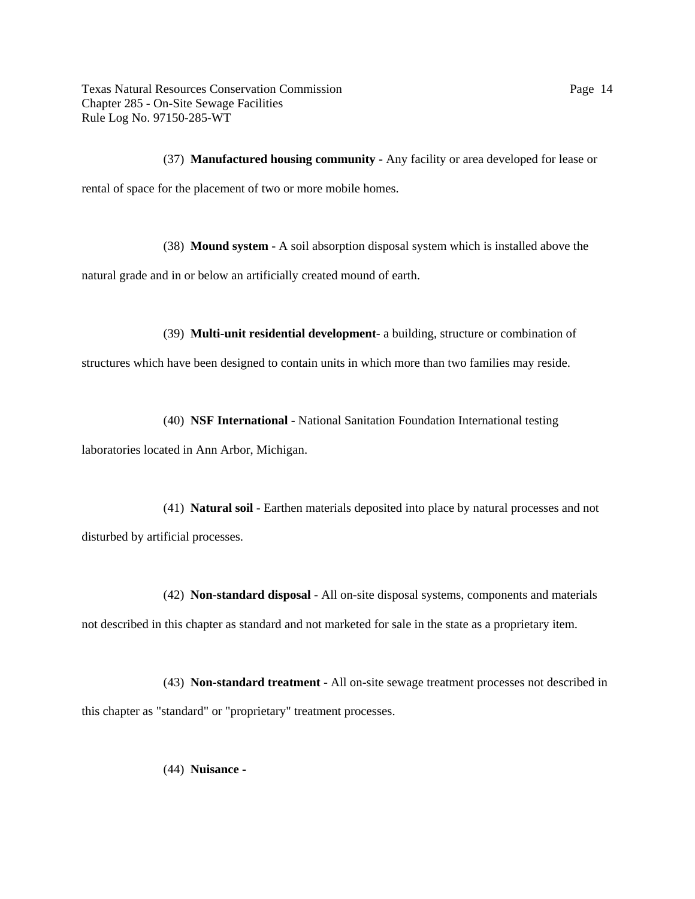(37) **Manufactured housing community** - Any facility or area developed for lease or rental of space for the placement of two or more mobile homes.

(38) **Mound system** - A soil absorption disposal system which is installed above the natural grade and in or below an artificially created mound of earth.

(39) **Multi-unit residential development**- a building, structure or combination of structures which have been designed to contain units in which more than two families may reside.

(40) **NSF International** - National Sanitation Foundation International testing laboratories located in Ann Arbor, Michigan.

(41) **Natural soil** - Earthen materials deposited into place by natural processes and not disturbed by artificial processes.

(42) **Non-standard disposal** - All on-site disposal systems, components and materials not described in this chapter as standard and not marketed for sale in the state as a proprietary item.

(43) **Non-standard treatment** - All on-site sewage treatment processes not described in this chapter as "standard" or "proprietary" treatment processes.

(44) **Nuisance** -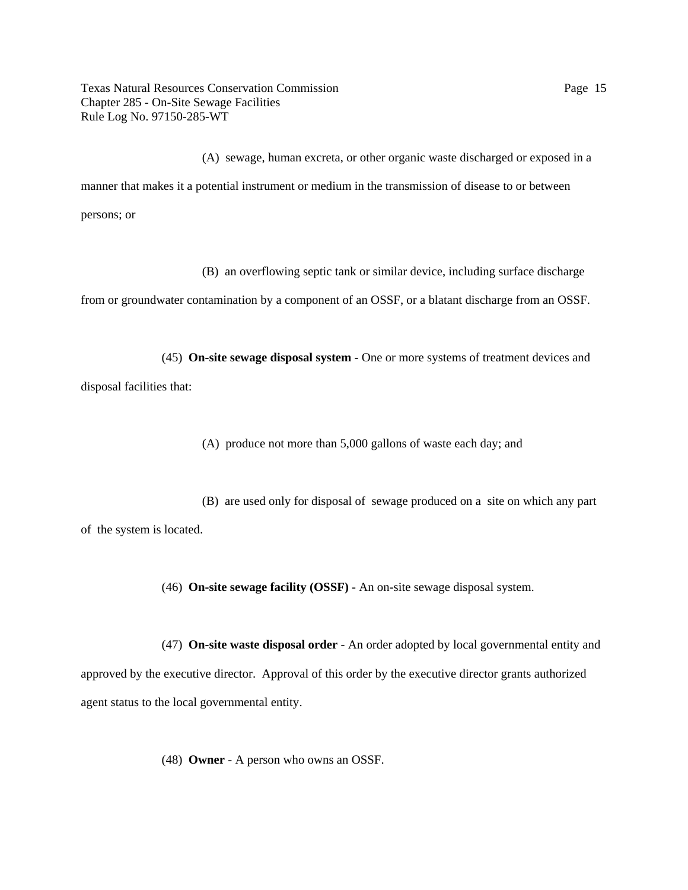(A) sewage, human excreta, or other organic waste discharged or exposed in a manner that makes it a potential instrument or medium in the transmission of disease to or between persons; or

(B) an overflowing septic tank or similar device, including surface discharge from or groundwater contamination by a component of an OSSF, or a blatant discharge from an OSSF.

(45) **On-site sewage disposal system** - One or more systems of treatment devices and disposal facilities that:

(A) produce not more than 5,000 gallons of waste each day; and

(B) are used only for disposal of sewage produced on a site on which any part of the system is located.

(46) **On-site sewage facility (OSSF)** - An on-site sewage disposal system.

(47) **On-site waste disposal order** - An order adopted by local governmental entity and approved by the executive director. Approval of this order by the executive director grants authorized agent status to the local governmental entity.

(48) **Owner** - A person who owns an OSSF.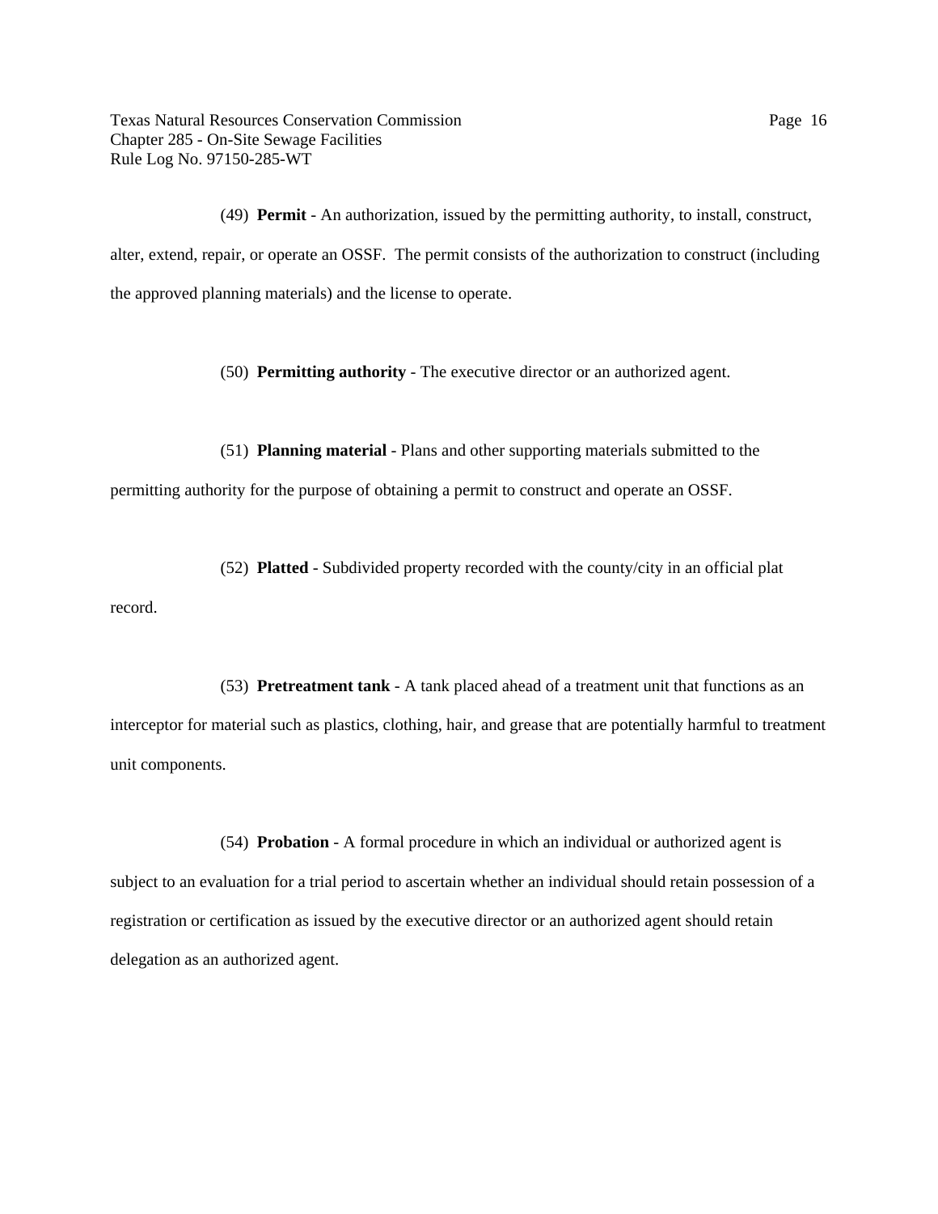(49) **Permit** - An authorization, issued by the permitting authority, to install, construct, alter, extend, repair, or operate an OSSF. The permit consists of the authorization to construct (including the approved planning materials) and the license to operate.

(50) **Permitting authority** - The executive director or an authorized agent.

(51) **Planning material** - Plans and other supporting materials submitted to the permitting authority for the purpose of obtaining a permit to construct and operate an OSSF.

(52) **Platted** - Subdivided property recorded with the county/city in an official plat record.

(53) **Pretreatment tank** - A tank placed ahead of a treatment unit that functions as an interceptor for material such as plastics, clothing, hair, and grease that are potentially harmful to treatment unit components.

(54) **Probation** - A formal procedure in which an individual or authorized agent is subject to an evaluation for a trial period to ascertain whether an individual should retain possession of a registration or certification as issued by the executive director or an authorized agent should retain delegation as an authorized agent.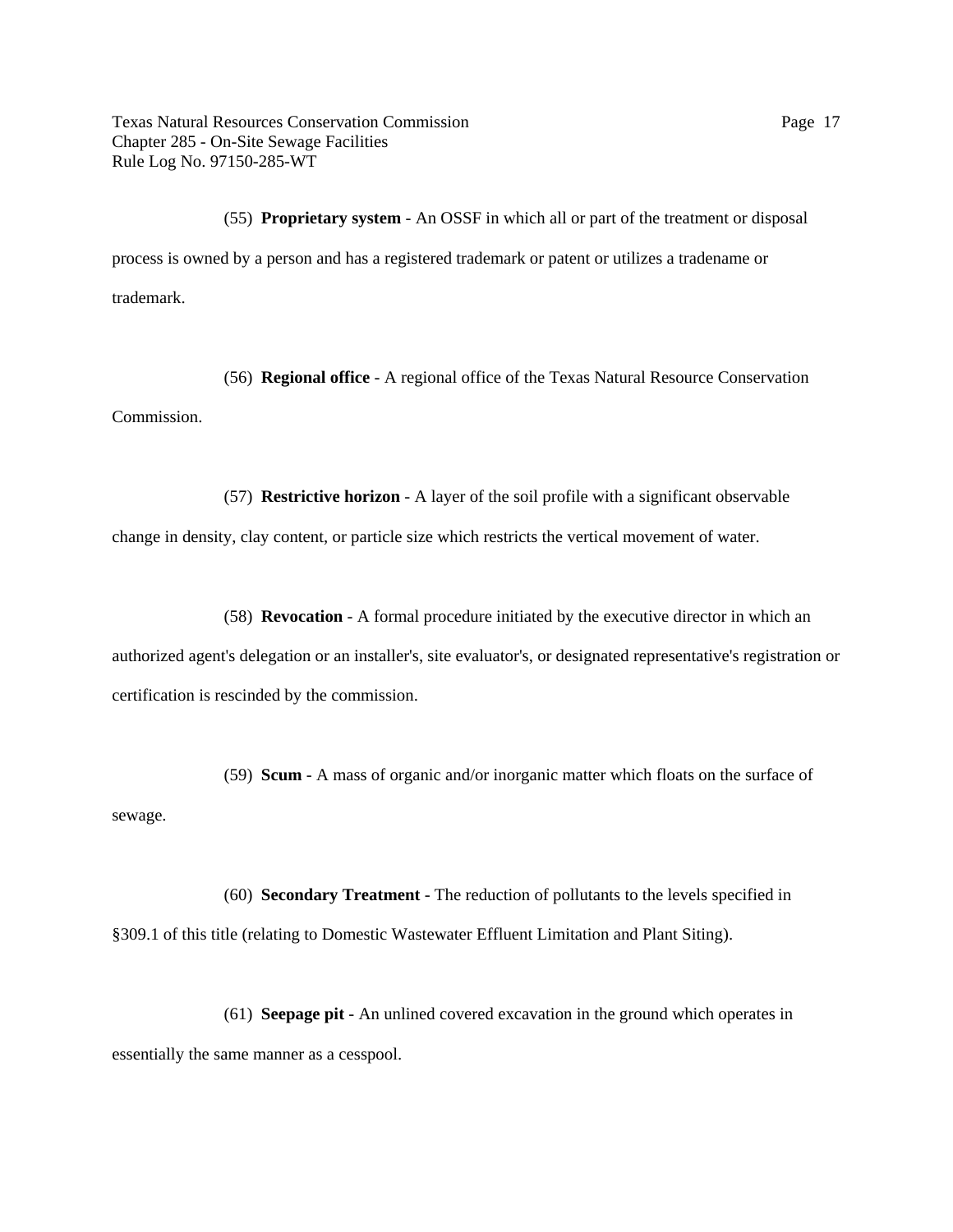(55) **Proprietary system** - An OSSF in which all or part of the treatment or disposal process is owned by a person and has a registered trademark or patent or utilizes a tradename or trademark.

(56) **Regional office** - A regional office of the Texas Natural Resource Conservation Commission.

(57) **Restrictive horizon** - A layer of the soil profile with a significant observable change in density, clay content, or particle size which restricts the vertical movement of water.

(58) **Revocation** - A formal procedure initiated by the executive director in which an authorized agent's delegation or an installer's, site evaluator's, or designated representative's registration or certification is rescinded by the commission.

(59) **Scum** - A mass of organic and/or inorganic matter which floats on the surface of sewage.

(60) **Secondary Treatment** - The reduction of pollutants to the levels specified in §309.1 of this title (relating to Domestic Wastewater Effluent Limitation and Plant Siting).

(61) **Seepage pit** - An unlined covered excavation in the ground which operates in essentially the same manner as a cesspool.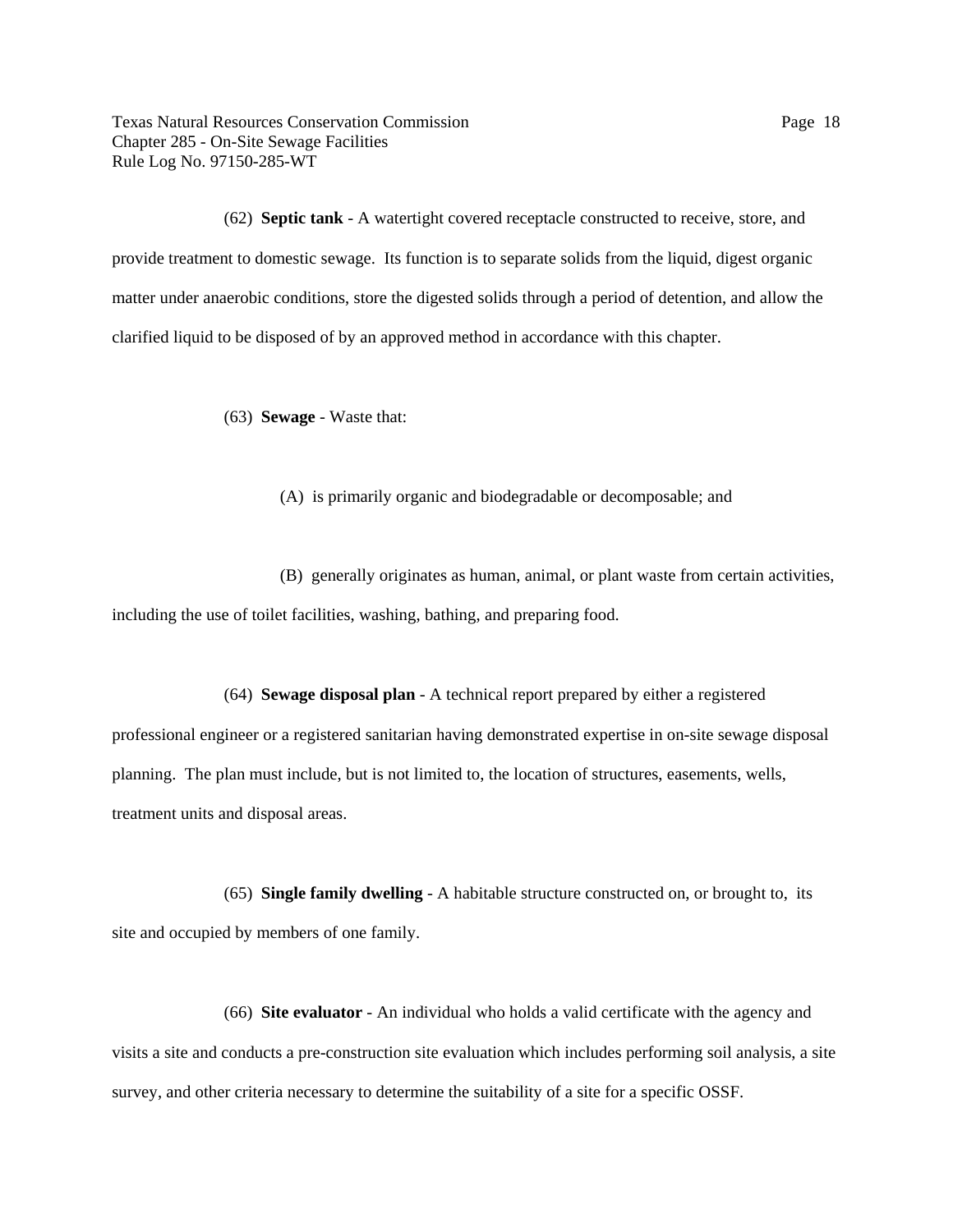(62) **Septic tank** - A watertight covered receptacle constructed to receive, store, and provide treatment to domestic sewage. Its function is to separate solids from the liquid, digest organic matter under anaerobic conditions, store the digested solids through a period of detention, and allow the clarified liquid to be disposed of by an approved method in accordance with this chapter.

(63) **Sewage** - Waste that:

(A) is primarily organic and biodegradable or decomposable; and

(B) generally originates as human, animal, or plant waste from certain activities, including the use of toilet facilities, washing, bathing, and preparing food.

(64) **Sewage disposal plan** - A technical report prepared by either a registered professional engineer or a registered sanitarian having demonstrated expertise in on-site sewage disposal planning. The plan must include, but is not limited to, the location of structures, easements, wells, treatment units and disposal areas.

(65) **Single family dwelling** - A habitable structure constructed on, or brought to, its site and occupied by members of one family.

(66) **Site evaluator** - An individual who holds a valid certificate with the agency and visits a site and conducts a pre-construction site evaluation which includes performing soil analysis, a site survey, and other criteria necessary to determine the suitability of a site for a specific OSSF.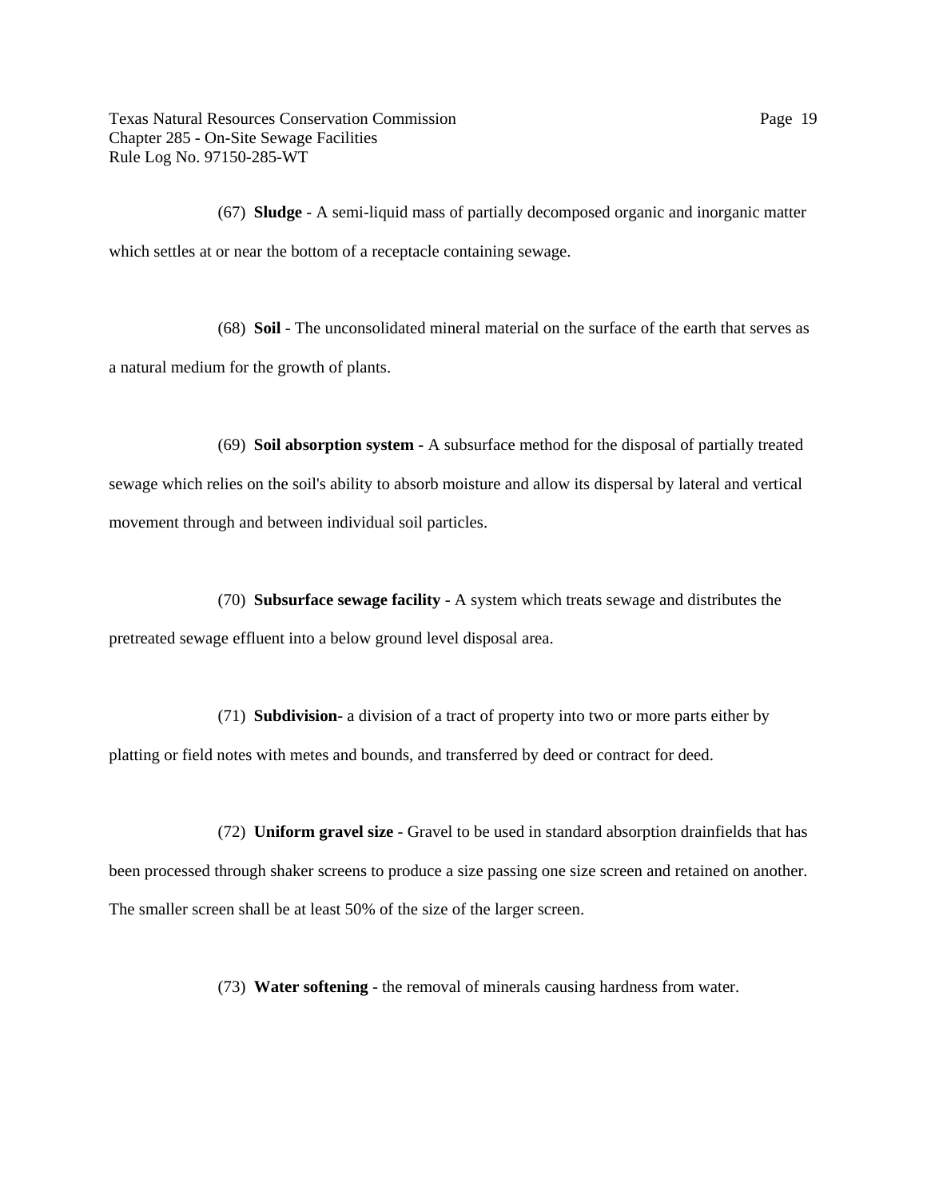(67) **Sludge** - A semi-liquid mass of partially decomposed organic and inorganic matter which settles at or near the bottom of a receptacle containing sewage.

(68) **Soil** - The unconsolidated mineral material on the surface of the earth that serves as a natural medium for the growth of plants.

(69) **Soil absorption system** - A subsurface method for the disposal of partially treated sewage which relies on the soil's ability to absorb moisture and allow its dispersal by lateral and vertical movement through and between individual soil particles.

(70) **Subsurface sewage facility** - A system which treats sewage and distributes the pretreated sewage effluent into a below ground level disposal area.

(71) **Subdivision**- a division of a tract of property into two or more parts either by platting or field notes with metes and bounds, and transferred by deed or contract for deed.

(72) **Uniform gravel size** - Gravel to be used in standard absorption drainfields that has been processed through shaker screens to produce a size passing one size screen and retained on another. The smaller screen shall be at least 50% of the size of the larger screen.

(73) **Water softening** - the removal of minerals causing hardness from water.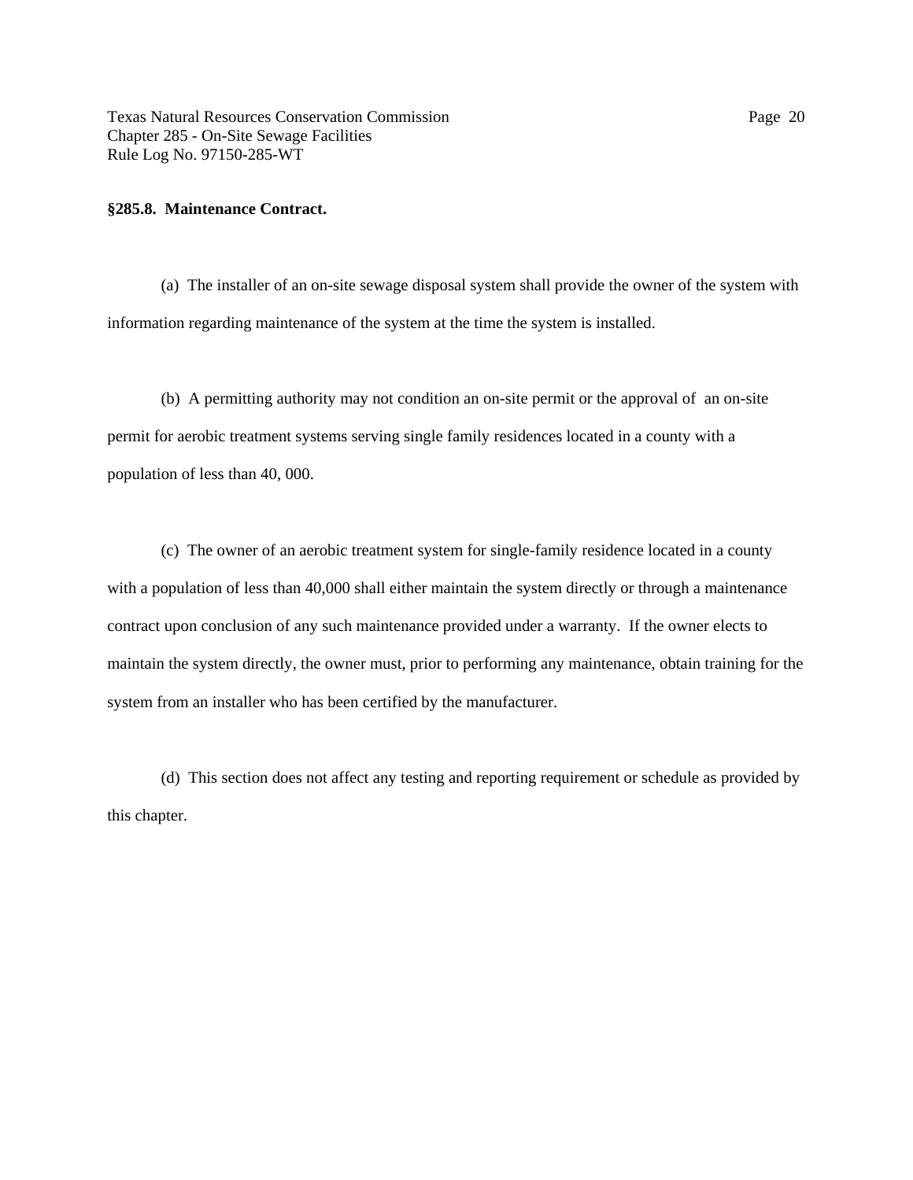**§285.8. Maintenance Contract.**

(a) The installer of an on-site sewage disposal system shall provide the owner of the system with information regarding maintenance of the system at the time the system is installed.

(b) A permitting authority may not condition an on-site permit or the approval of an on-site permit for aerobic treatment systems serving single family residences located in a county with a population of less than 40, 000.

(c) The owner of an aerobic treatment system for single-family residence located in a county with a population of less than 40,000 shall either maintain the system directly or through a maintenance contract upon conclusion of any such maintenance provided under a warranty. If the owner elects to maintain the system directly, the owner must, prior to performing any maintenance, obtain training for the system from an installer who has been certified by the manufacturer.

(d) This section does not affect any testing and reporting requirement or schedule as provided by this chapter.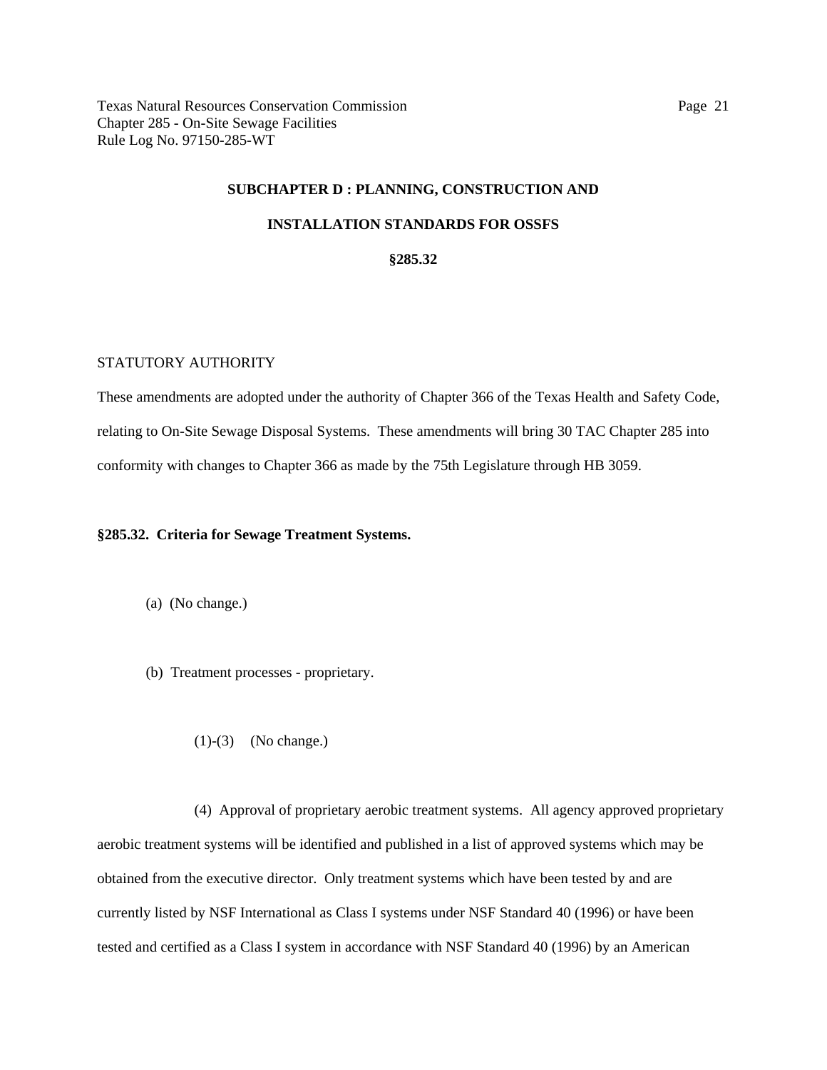**SUBCHAPTER D : PLANNING, CONSTRUCTION AND**

**INSTALLATION STANDARDS FOR OSSFS**

**§285.32**

STATUTORY AUTHORITY

These amendments are adopted under the authority of Chapter 366 of the Texas Health and Safety Code, relating to On-Site Sewage Disposal Systems. These amendments will bring 30 TAC Chapter 285 into conformity with changes to Chapter 366 as made by the 75th Legislature through HB 3059.

**§285.32. Criteria for Sewage Treatment Systems.**

(a) (No change.)

(b) Treatment processes - proprietary.

(1)-(3) (No change.)

(4) Approval of proprietary aerobic treatment systems. All agency approved proprietary aerobic treatment systems will be identified and published in a list of approved systems which may be obtained from the executive director. Only treatment systems which have been tested by and are currently listed by NSF International as Class I systems under NSF Standard 40 (1996) or have been tested and certified as a Class I system in accordance with NSF Standard 40 (1996) by an American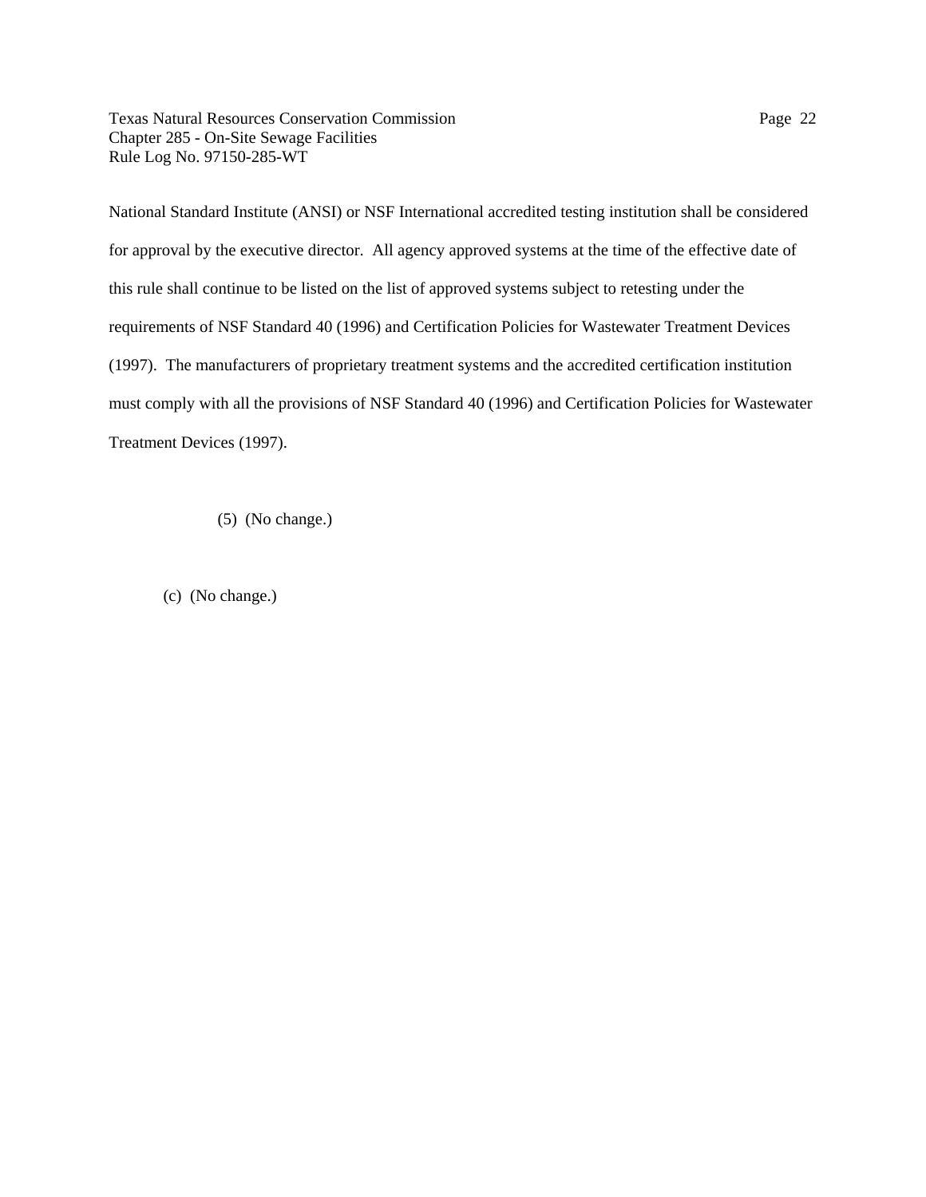National Standard Institute (ANSI) or NSF International accredited testing institution shall be considered for approval by the executive director. All agency approved systems at the time of the effective date of this rule shall continue to be listed on the list of approved systems subject to retesting under the requirements of NSF Standard 40 (1996) and Certification Policies for Wastewater Treatment Devices (1997). The manufacturers of proprietary treatment systems and the accredited certification institution must comply with all the provisions of NSF Standard 40 (1996) and Certification Policies for Wastewater Treatment Devices (1997).

(5) (No change.)

(c) (No change.)